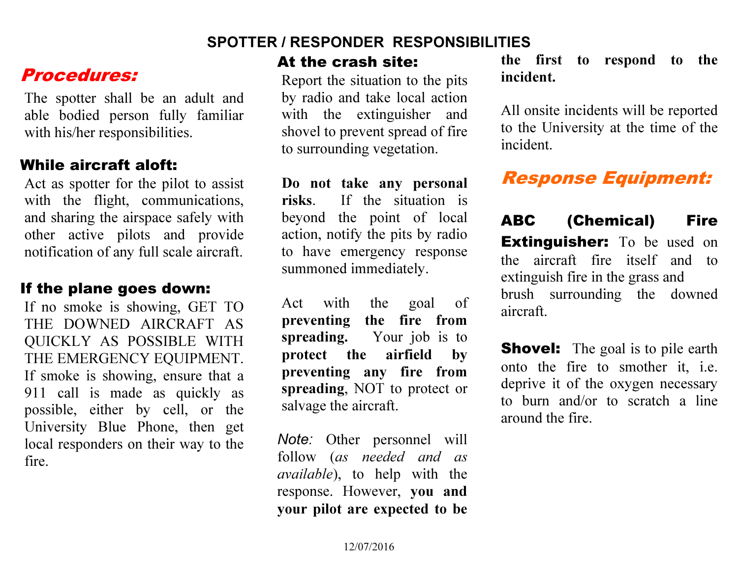# SPOTTER / RESPONDER RESPONSIBILITIES

## *Procedures:*

The spotter shall be an adult and able bodied person fully familiar with his/her responsibilities.

### While aircraft aloft:

Act as spotter for the pilot to assist with the flight, communications, and sharing the airspace safely with other active pilots and provide notification of any full scale aircraft.

### If the plane goes down:

If no smoke is showing, GET TO THE DOWNED AIRCRAFT AS QUICKLY AS POSSIBLE WITH THE EMERGENCY EQUIPMENT. If smoke is showing, ensure that a 911 call is made as quickly as possible, either by cell, or the University Blue Phone, then get local responders on their way to the fire.

### At the crash site:

Report the situation to the pits by radio and take local action with the extinguisher and shovel to prevent spread of fire to surrounding vegetation.

**Do not take any personal risks**. If the situation is beyond the point of local action, notify the pits by radio to have emergency response summoned immediately.

Act with the goal of **preventing the fire from spreading.** Your job is to **protect the airfield by preventing any fire from spreading**, NOT to protect or salvage the aircraft.

*Note:* Other personnel will follow (*as needed and as available*), to help with the response. However, **you and your pilot are expected to be the first to respond to the incident.**

All onsite incidents will be reported to the University at the time of the incident.

## *Response Equipment:*

**ABC (Chemical) Fire Extinguisher:** To be used on the aircraft fire itself and to extinguish fire in the grass and brush surrounding the downed aircraft.

**Shovel:** The goal is to pile earth onto the fire to smother it, i.e. deprive it of the oxygen necessary to burn and/or to scratch a line around the fire.

12/07/2016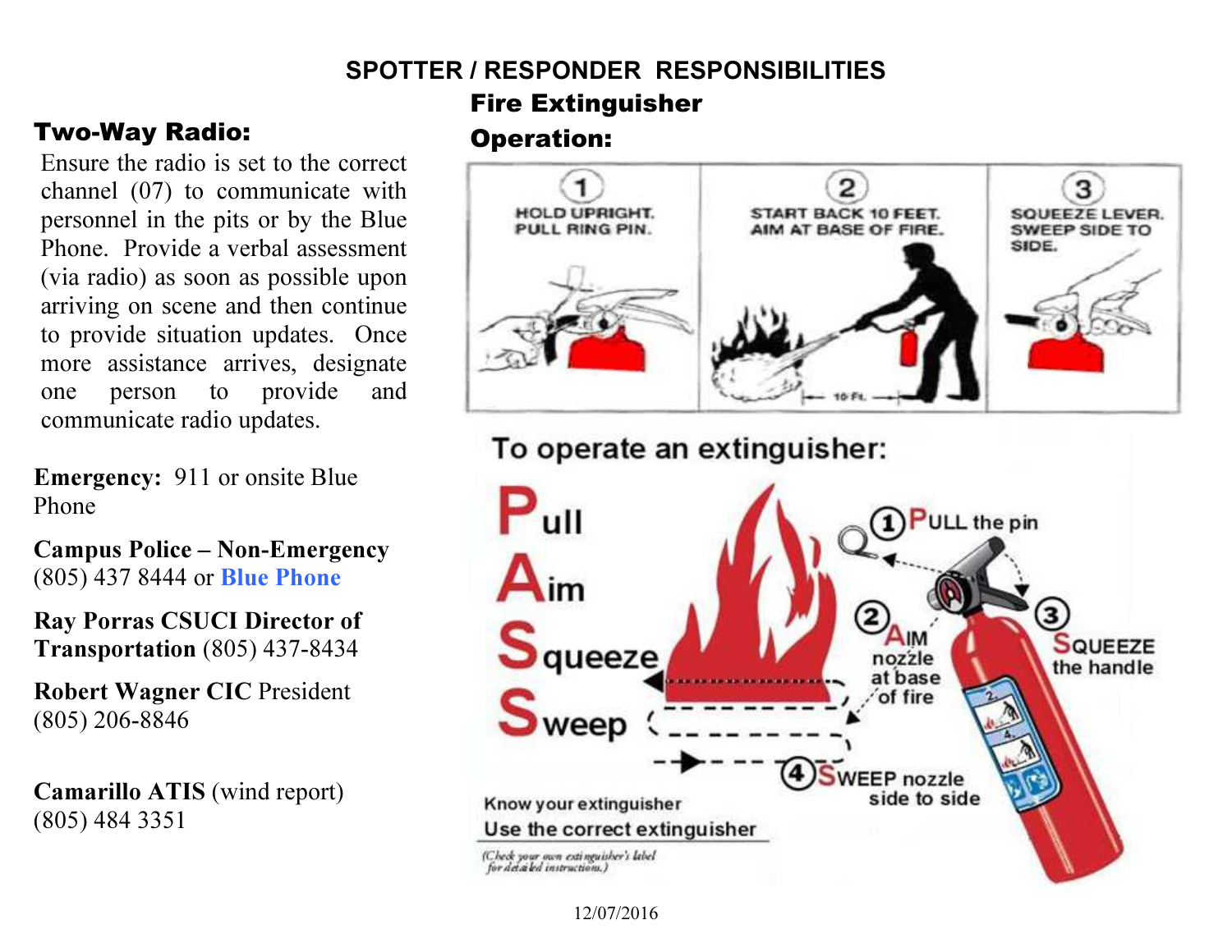# SPOTTER / RESPONDER RESPONSIBILITIES

## Two-Way Radio:

Ensure the radio is set to the correct channel (07) to communicate with personnel in the pits or by the Blue Phone. Provide a verbal assessment (via radio) as soon as possible upon arriving on scene and then continue to provide situation updates. Once more assistance arrives, designate one person to provide and communicate radio updates.

**Emergency:** 911 or onsite Blue Phone

**Campus Police – Non-Emergency** (805) 437 8444 or **Blue Phone**

**Ray Porras CSUCI Director of Transportation** (805) 437-8434

**Robert Wagner CIC** President (805) 206-8846

**Camarillo ATIS** (wind report) (805) 484 3351

## Fire Extinguisher Operation:

1 HOLD UPRIGHT. PULL RING PIN.

2 START BACK 10 FEET. AIM AT BASE OF FIRE.

10 Ft.

3 SQUEEZE LEVER. SWEEP SIDE TO SIDE.

To operate an extinguisher:

Pull
Aim
Squeeze
Sweep

1 PULL the pin

2 AIM nozzle at base of fire

3 SQUEEZE the handle

4 SWEEP nozzle side to side

Know your extinguisher

Use the correct extinguisher

(Check your own extinguisher's label for detailed instructions.)

12/07/2016